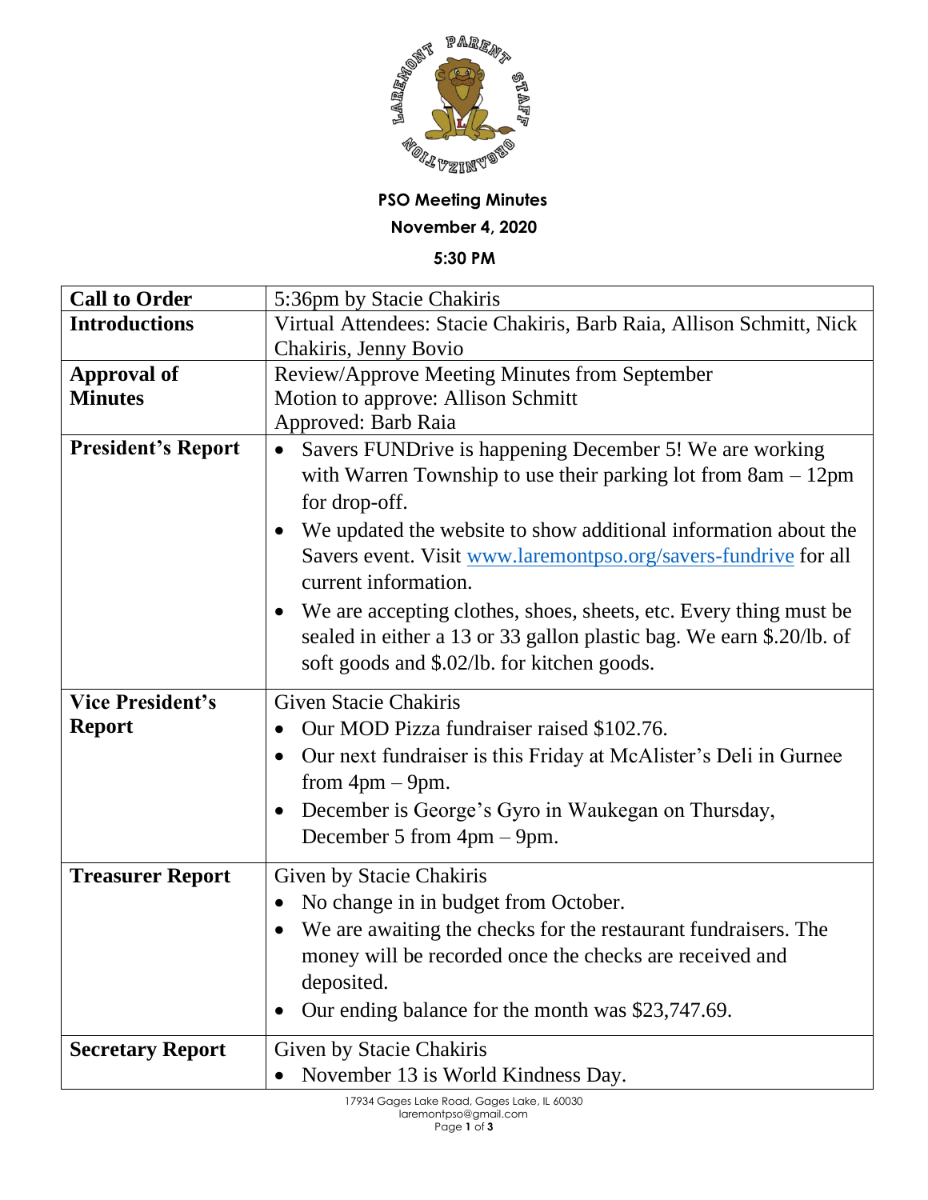**PSO Meeting Minutes**

**November 4, 2020**

**5:30 PM**

| | |
|---|---|
| **Call to Order** | 5:36pm by Stacie Chakiris |
| **Introductions** | Virtual Attendees: Stacie Chakiris, Barb Raia, Allison Schmitt, Nick Chakiris, Jenny Bovio |
| **Approval of Minutes** | Review/Approve Meeting Minutes from September<br>Motion to approve: Allison Schmitt<br>Approved: Barb Raia |
| **President's Report** | • Savers FUNDrive is happening December 5! We are working with Warren Township to use their parking lot from 8am – 12pm for drop-off.<br>• We updated the website to show additional information about the Savers event. Visit www.laremontpso.org/savers-fundrive for all current information.<br>• We are accepting clothes, shoes, sheets, etc. Every thing must be sealed in either a 13 or 33 gallon plastic bag. We earn $.20/lb. of soft goods and $.02/lb. for kitchen goods. |
| **Vice President's Report** | Given Stacie Chakiris<br>• Our MOD Pizza fundraiser raised $102.76.<br>• Our next fundraiser is this Friday at McAlister's Deli in Gurnee from 4pm – 9pm.<br>• December is George's Gyro in Waukegan on Thursday, December 5 from 4pm – 9pm. |
| **Treasurer Report** | Given by Stacie Chakiris<br>• No change in in budget from October.<br>• We are awaiting the checks for the restaurant fundraisers. The money will be recorded once the checks are received and deposited.<br>• Our ending balance for the month was $23,747.69. |
| **Secretary Report** | Given by Stacie Chakiris<br>• November 13 is World Kindness Day. |

17934 Gages Lake Road, Gages Lake, IL 60030
laremontpso@gmail.com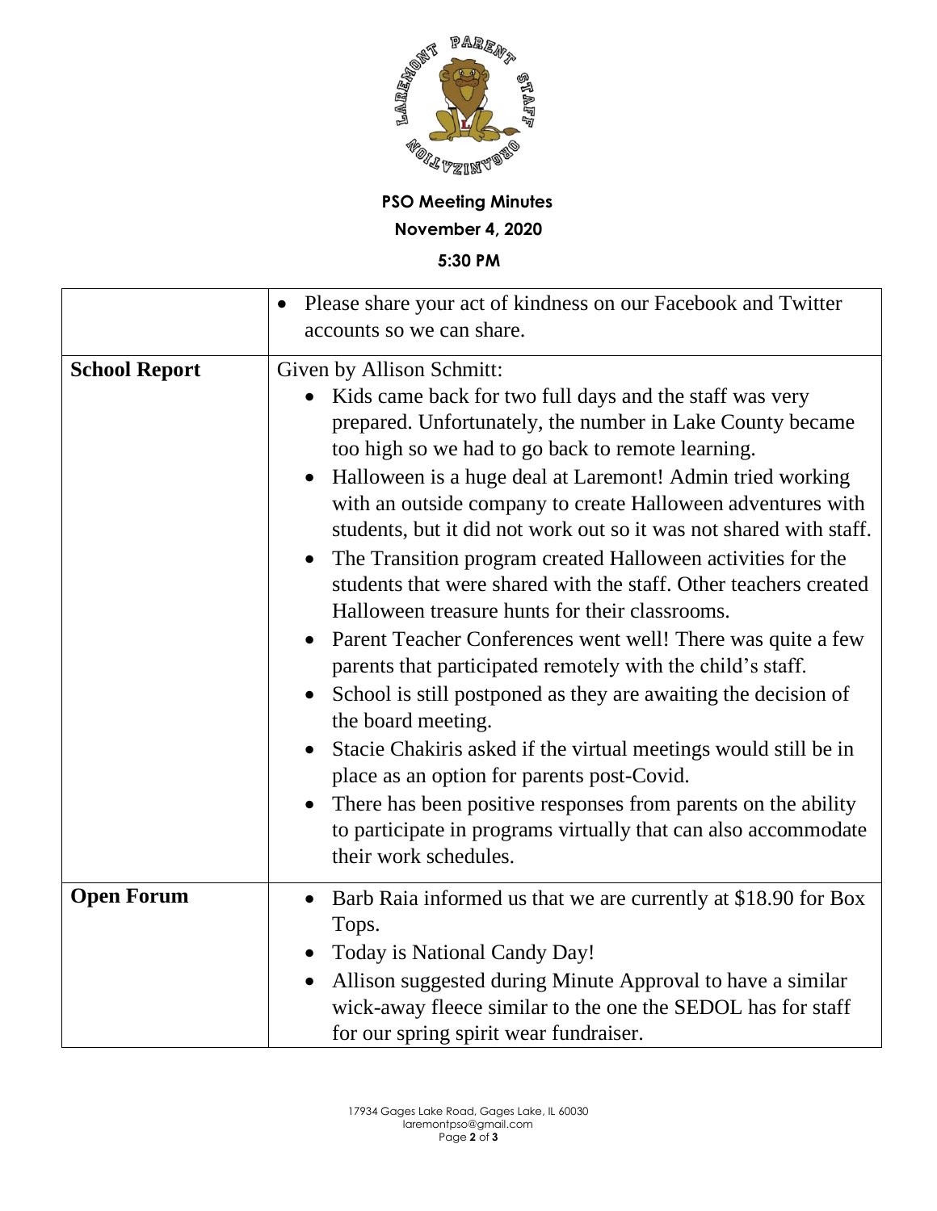**PSO Meeting Minutes**

**November 4, 2020**

**5:30 PM**

| | |
|---|---|
| | • Please share your act of kindness on our Facebook and Twitter accounts so we can share. |
| **School Report** | Given by Allison Schmitt:<br>• Kids came back for two full days and the staff was very prepared. Unfortunately, the number in Lake County became too high so we had to go back to remote learning.<br>• Halloween is a huge deal at Laremont! Admin tried working with an outside company to create Halloween adventures with students, but it did not work out so it was not shared with staff.<br>• The Transition program created Halloween activities for the students that were shared with the staff. Other teachers created Halloween treasure hunts for their classrooms.<br>• Parent Teacher Conferences went well! There was quite a few parents that participated remotely with the child's staff.<br>• School is still postponed as they are awaiting the decision of the board meeting.<br>• Stacie Chakiris asked if the virtual meetings would still be in place as an option for parents post-Covid.<br>• There has been positive responses from parents on the ability to participate in programs virtually that can also accommodate their work schedules. |
| **Open Forum** | • Barb Raia informed us that we are currently at $18.90 for Box Tops.<br>• Today is National Candy Day!<br>• Allison suggested during Minute Approval to have a similar wick-away fleece similar to the one the SEDOL has for staff for our spring spirit wear fundraiser. |

17934 Gages Lake Road, Gages Lake, IL 60030
laremontpso@gmail.com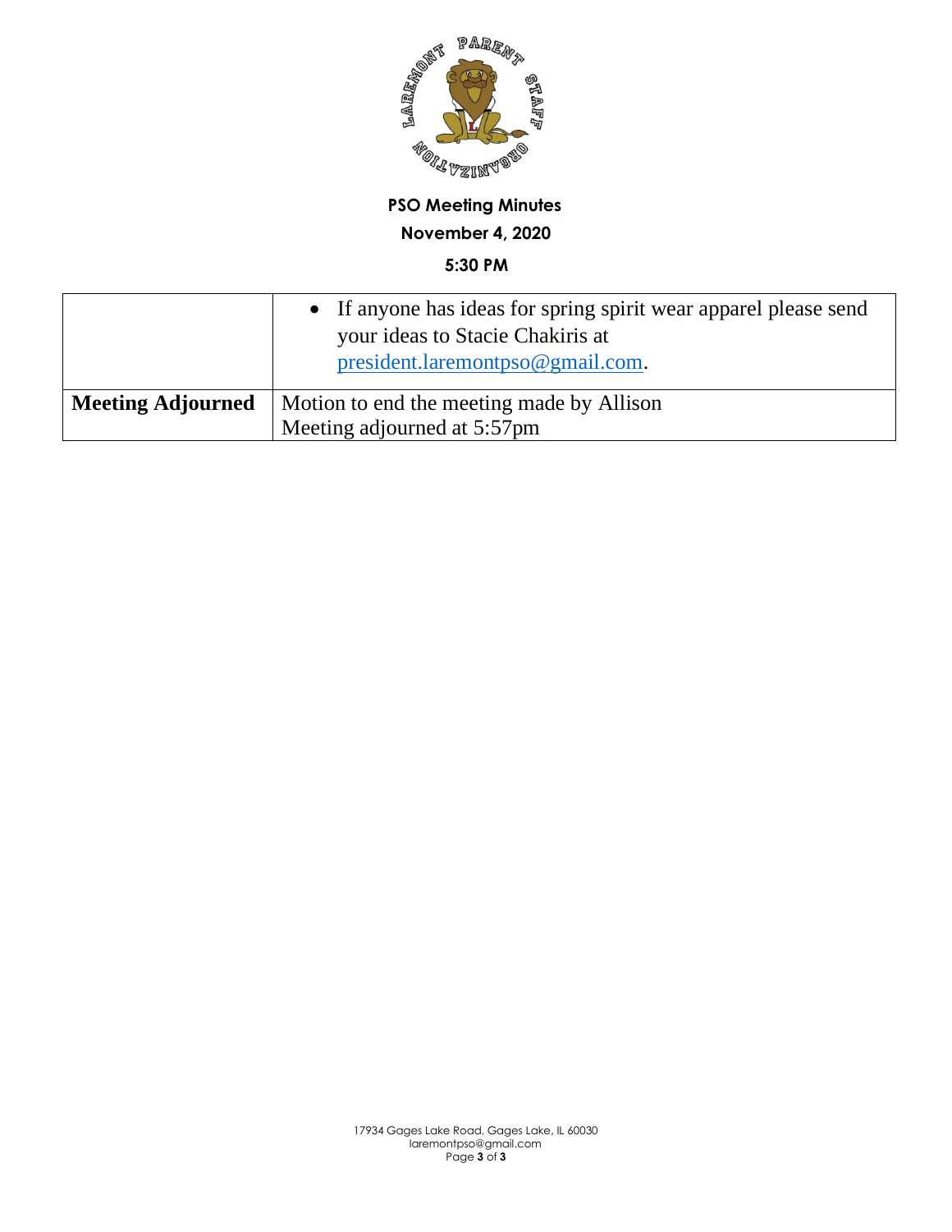**PSO Meeting Minutes**

**November 4, 2020**

**5:30 PM**

| | |
|---|---|
| | • If anyone has ideas for spring spirit wear apparel please send your ideas to Stacie Chakiris at president.laremontpso@gmail.com. |
| **Meeting Adjourned** | Motion to end the meeting made by Allison<br>Meeting adjourned at 5:57pm |

17934 Gages Lake Road, Gages Lake, IL 60030
laremontpso@gmail.com